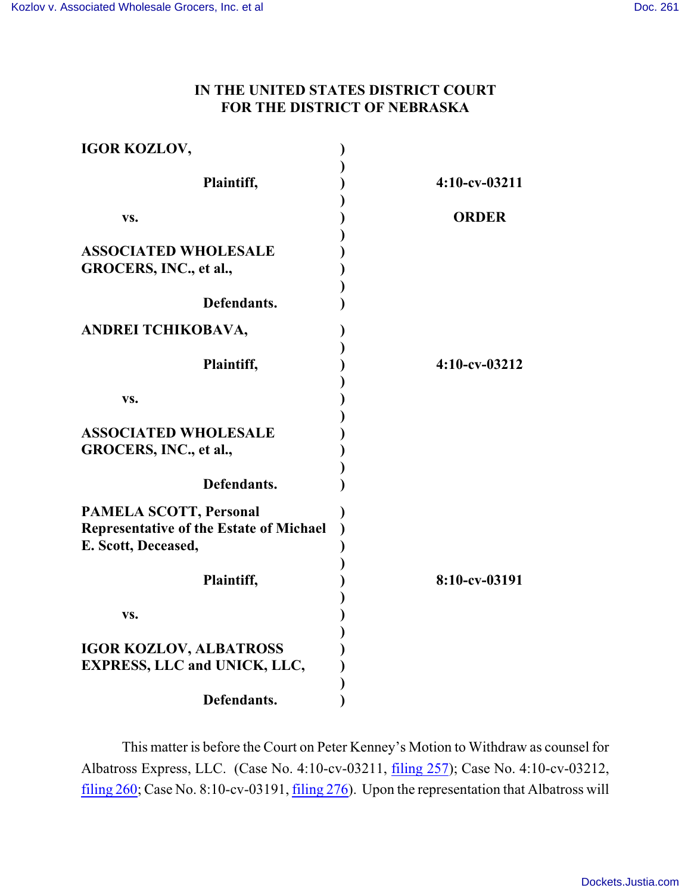# IN THE UNITED STATES DISTRICT COURT FOR THE DISTRICT OF NEBRASKA

| | | |
|---|---|---|
| **IGOR KOZLOV,** | ) | |
| | ) | |
| **Plaintiff,** | ) | **4:10-cv-03211** |
| | ) | |
| **vs.** | ) | **ORDER** |
| | ) | |
| **ASSOCIATED WHOLESALE GROCERS, INC., et al.,** | ) | |
| | ) | |
| **Defendants.** | ) | |
| **ANDREI TCHIKOBAVA,** | ) | |
| | ) | |
| **Plaintiff,** | ) | **4:10-cv-03212** |
| | ) | |
| **vs.** | ) | |
| | ) | |
| **ASSOCIATED WHOLESALE GROCERS, INC., et al.,** | ) | |
| | ) | |
| **Defendants.** | ) | |
| **PAMELA SCOTT, Personal Representative of the Estate of Michael E. Scott, Deceased,** | ) | |
| | ) | |
| **Plaintiff,** | ) | **8:10-cv-03191** |
| | ) | |
| **vs.** | ) | |
| | ) | |
| **IGOR KOZLOV, ALBATROSS EXPRESS, LLC and UNICK, LLC,** | ) | |
| | ) | |
| **Defendants.** | ) | |

This matter is before the Court on Peter Kenney's Motion to Withdraw as counsel for Albatross Express, LLC. (Case No. 4:10-cv-03211, filing 257); Case No. 4:10-cv-03212, filing 260; Case No. 8:10-cv-03191, filing 276). Upon the representation that Albatross will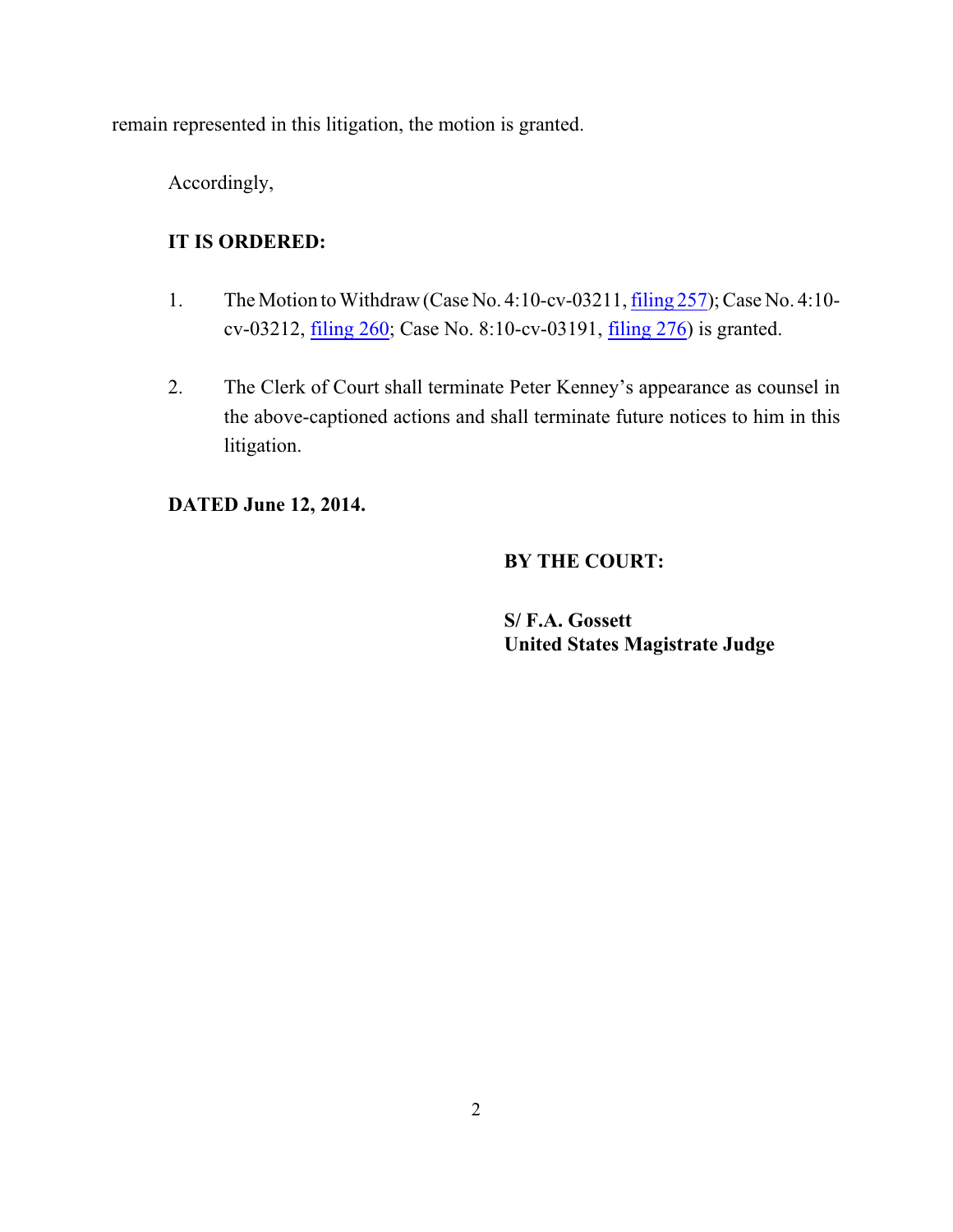remain represented in this litigation, the motion is granted.

Accordingly,

**IT IS ORDERED:**

1. The Motion to Withdraw (Case No. 4:10-cv-03211, filing 257); Case No. 4:10-cv-03212, filing 260; Case No. 8:10-cv-03191, filing 276) is granted.

2. The Clerk of Court shall terminate Peter Kenney's appearance as counsel in the above-captioned actions and shall terminate future notices to him in this litigation.

**DATED June 12, 2014.**

**BY THE COURT:**

**S/ F.A. Gossett**
**United States Magistrate Judge**